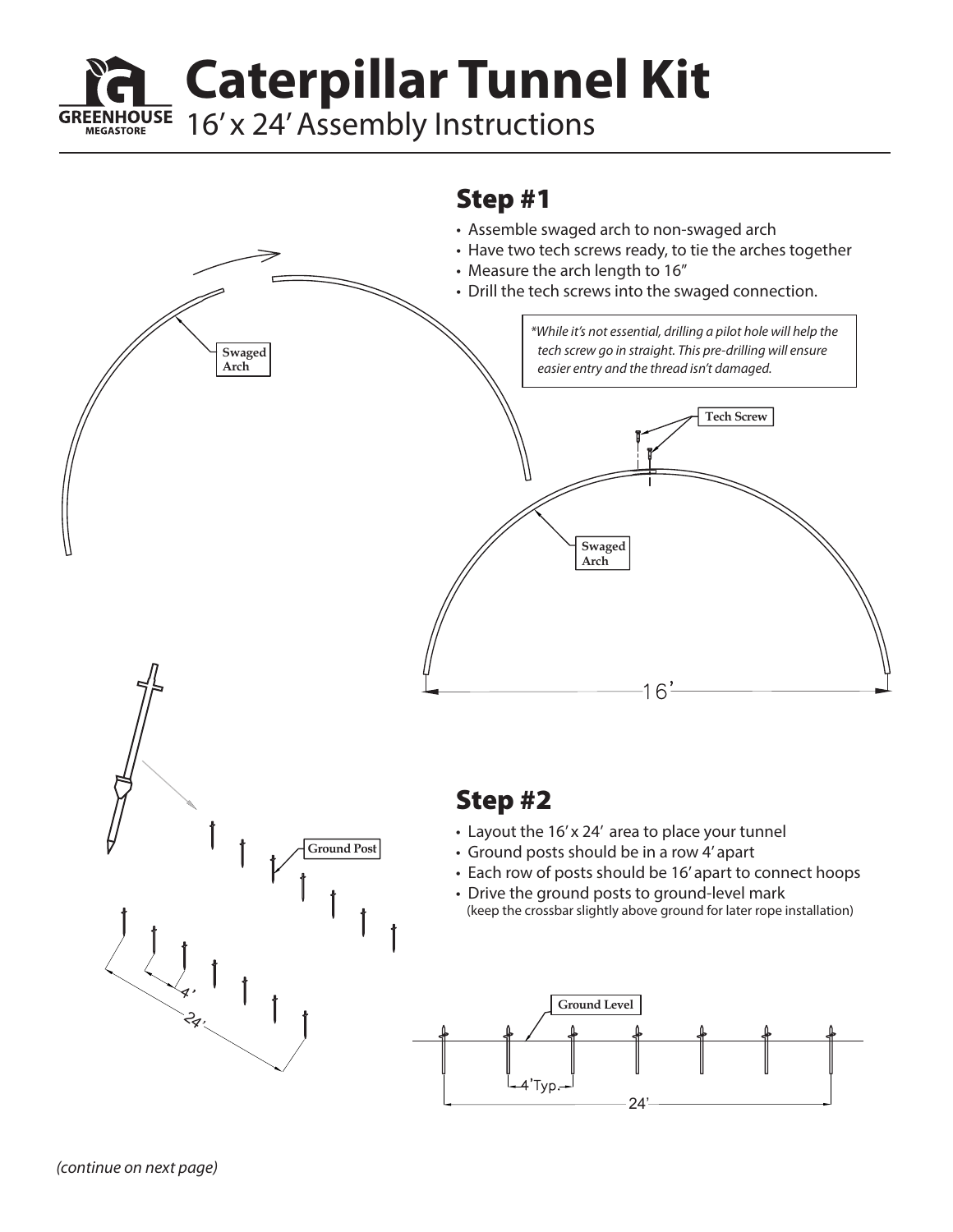# Caterpillar Tunnel Kit

## 16' x 24' Assembly Instructions

## Step #1

- Assemble swaged arch to non-swaged arch
- Have two tech screws ready, to tie the arches together
- Measure the arch length to 16"
- Drill the tech screws into the swaged connection.

*\*While it's not essential, drilling a pilot hole will help the tech screw go in straight. This pre-drilling will ensure easier entry and the thread isn't damaged.*

Swaged Arch

Tech Screw

Swaged Arch

16'

## Step #2

- Layout the 16' x 24' area to place your tunnel
- Ground posts should be in a row 4' apart
- Each row of posts should be 16' apart to connect hoops
- Drive the ground posts to ground-level mark
  (keep the crossbar slightly above ground for later rope installation)

Ground Post

4'

24'

Ground Level

4'Typ.

24'

*(continue on next page)*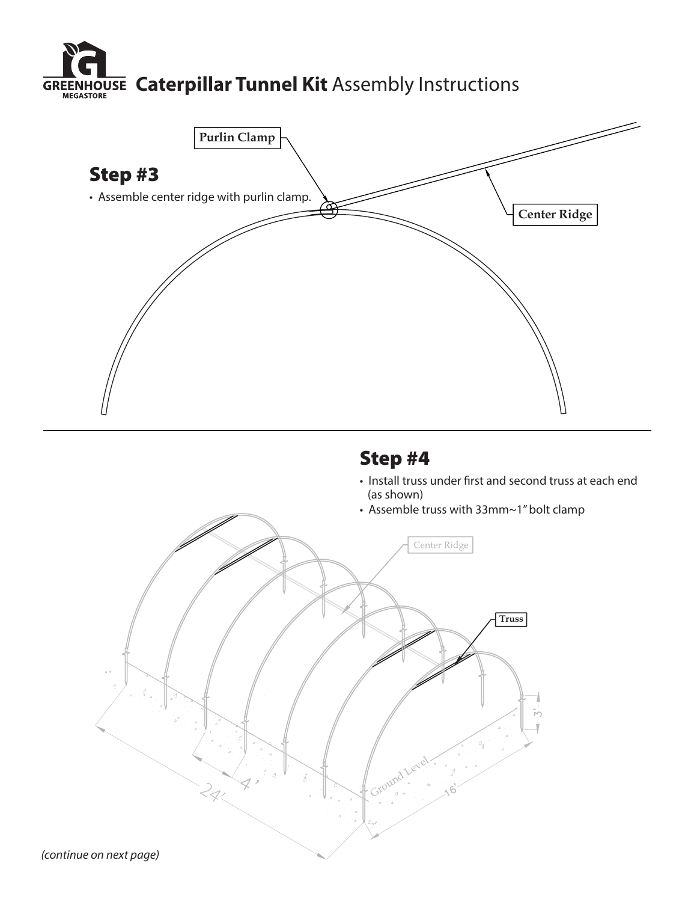## Step #3

- Assemble center ridge with purlin clamp.

Purlin Clamp

Center Ridge

## Step #4

- Install truss under first and second truss at each end (as shown)
- Assemble truss with 33mm~1" bolt clamp

Center Ridge

Truss

3'

Ground Level

4'

24'

16'

*(continue on next page)*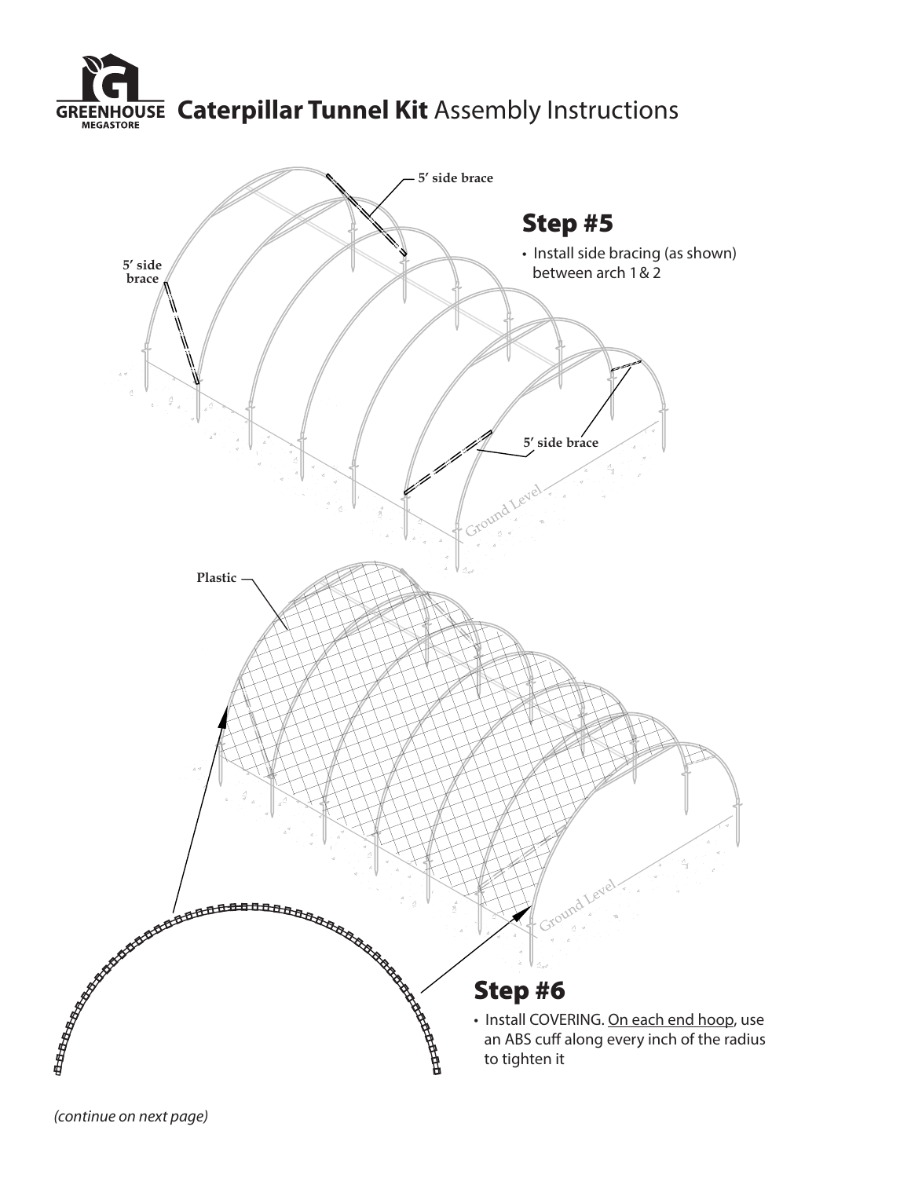# **Caterpillar Tunnel Kit** Assembly Instructions

5' side brace

5' side brace

5' side brace

## Step #5

- Install side bracing (as shown) between arch 1 & 2

Plastic

## Step #6

- Install COVERING. On each end hoop, use an ABS cuff along every inch of the radius to tighten it

*(continue on next page)*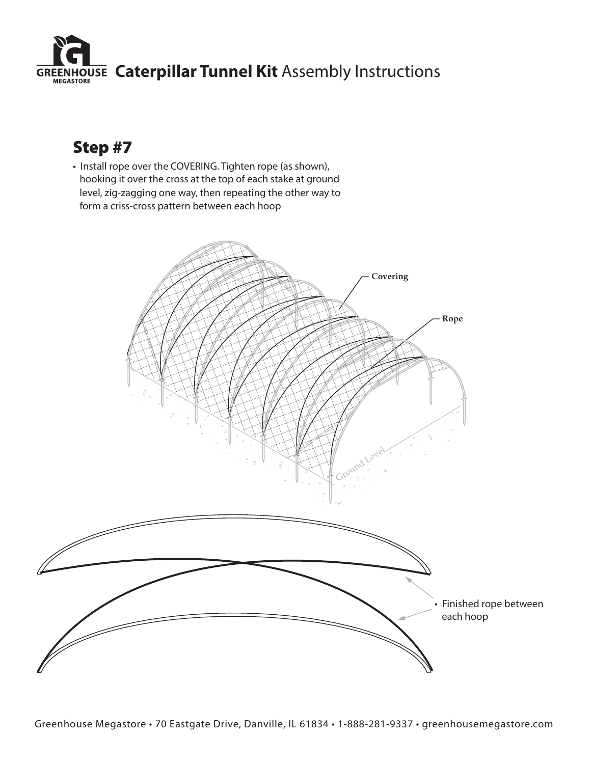# Caterpillar Tunnel Kit Assembly Instructions

## Step #7

- Install rope over the COVERING. Tighten rope (as shown), hooking it over the cross at the top of each stake at ground level, zig-zagging one way, then repeating the other way to form a criss-cross pattern between each hoop

Covering

Rope

Ground Level

- Finished rope between each hoop